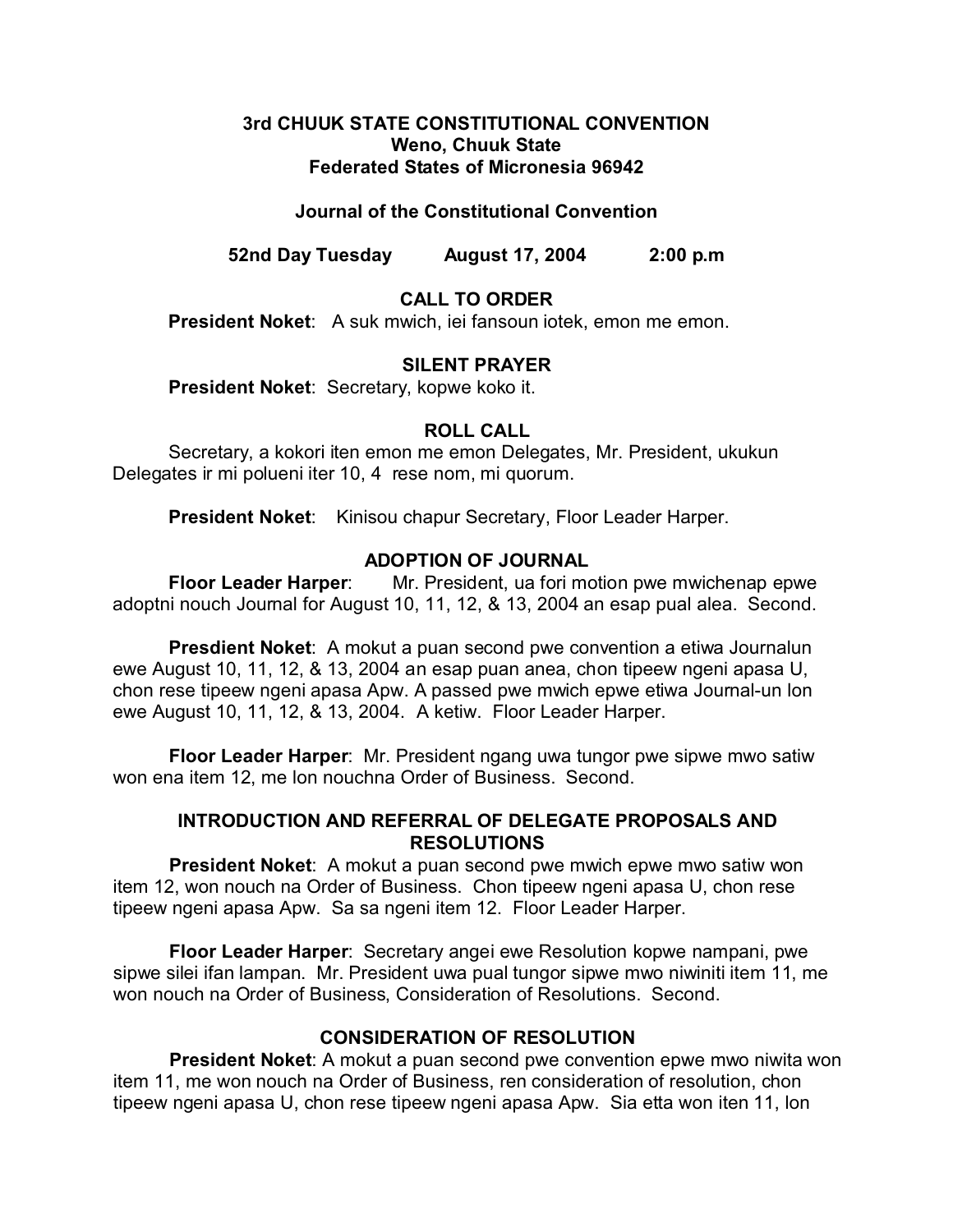# 3rd CHUUK STATE CONSTITUTIONAL CONVENTION
**Weno, Chuuk State**
**Federated States of Micronesia 96942**

## Journal of the Constitutional Convention

**52nd Day Tuesday August 17, 2004 2:00 p.m**

### CALL TO ORDER

**President Noket**: A suk mwich, iei fansoun iotek, emon me emon.

### SILENT PRAYER

**President Noket**: Secretary, kopwe koko it.

### ROLL CALL

Secretary, a kokori iten emon me emon Delegates, Mr. President, ukukun Delegates ir mi polueni iter 10, 4 rese nom, mi quorum.

**President Noket**: Kinisou chapur Secretary, Floor Leader Harper.

### ADOPTION OF JOURNAL

**Floor Leader Harper**: Mr. President, ua fori motion pwe mwichenap epwe adoptni nouch Journal for August 10, 11, 12, & 13, 2004 an esap pual alea. Second.

**Presdient Noket**: A mokut a puan second pwe convention a etiwa Journalun ewe August 10, 11, 12, & 13, 2004 an esap puan anea, chon tipeew ngeni apasa U, chon rese tipeew ngeni apasa Apw. A passed pwe mwich epwe etiwa Journal-un lon ewe August 10, 11, 12, & 13, 2004. A ketiw. Floor Leader Harper.

**Floor Leader Harper**: Mr. President ngang uwa tungor pwe sipwe mwo satiw won ena item 12, me lon nouchna Order of Business. Second.

### INTRODUCTION AND REFERRAL OF DELEGATE PROPOSALS AND RESOLUTIONS

**President Noket**: A mokut a puan second pwe mwich epwe mwo satiw won item 12, won nouch na Order of Business. Chon tipeew ngeni apasa U, chon rese tipeew ngeni apasa Apw. Sa sa ngeni item 12. Floor Leader Harper.

**Floor Leader Harper**: Secretary angei ewe Resolution kopwe nampani, pwe sipwe silei ifan lampan. Mr. President uwa pual tungor sipwe mwo niwiniti item 11, me won nouch na Order of Business, Consideration of Resolutions. Second.

### CONSIDERATION OF RESOLUTION

**President Noket**: A mokut a puan second pwe convention epwe mwo niwita won item 11, me won nouch na Order of Business, ren consideration of resolution, chon tipeew ngeni apasa U, chon rese tipeew ngeni apasa Apw. Sia etta won iten 11, lon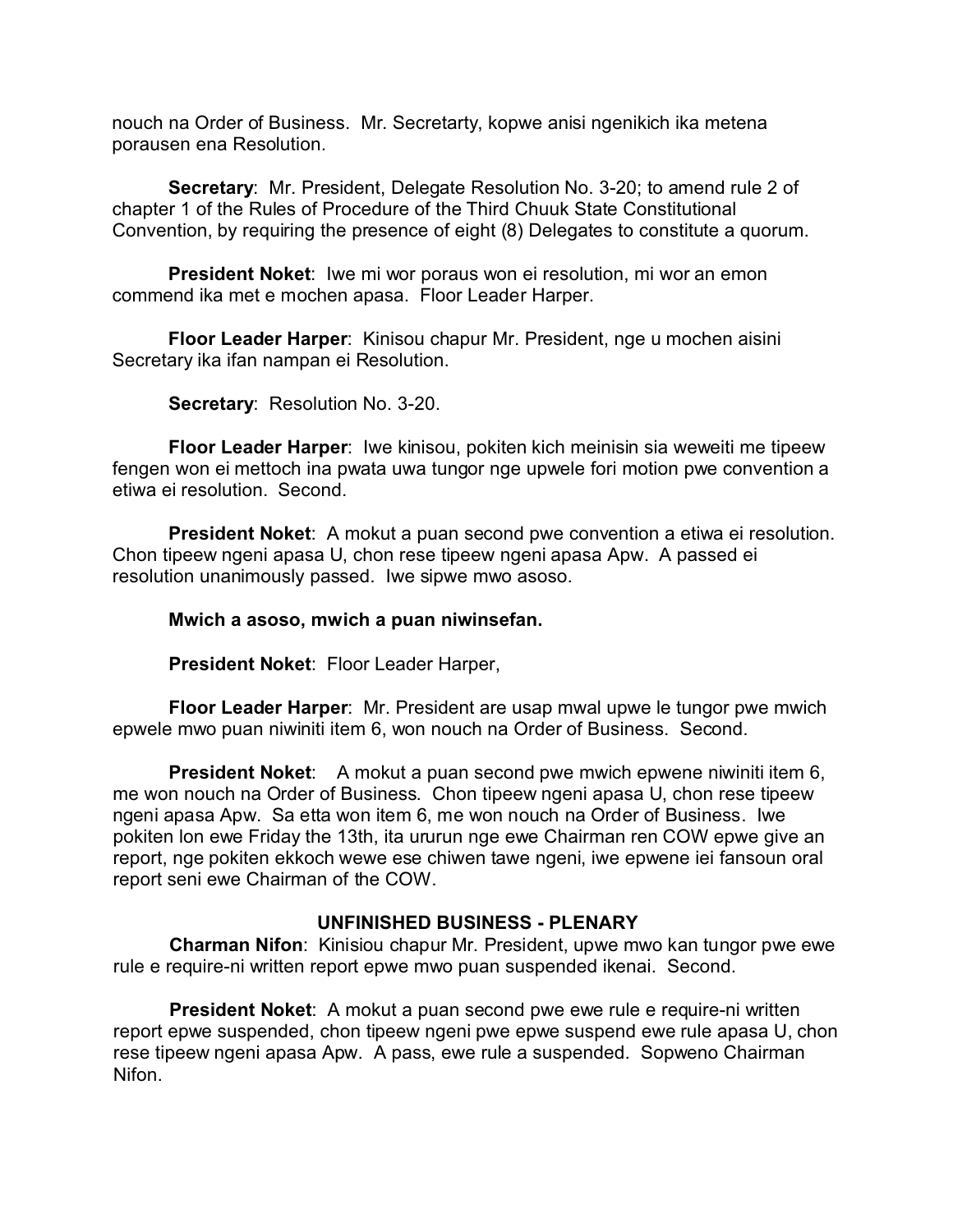nouch na Order of Business. Mr. Secretarty, kopwe anisi ngenikich ika metena porausen ena Resolution.

**Secretary**: Mr. President, Delegate Resolution No. 3-20; to amend rule 2 of chapter 1 of the Rules of Procedure of the Third Chuuk State Constitutional Convention, by requiring the presence of eight (8) Delegates to constitute a quorum.

**President Noket**: Iwe mi wor poraus won ei resolution, mi wor an emon commend ika met e mochen apasa. Floor Leader Harper.

**Floor Leader Harper**: Kinisou chapur Mr. President, nge u mochen aisini Secretary ika ifan nampan ei Resolution.

**Secretary**: Resolution No. 3-20.

**Floor Leader Harper**: Iwe kinisou, pokiten kich meinisin sia weweiti me tipeew fengen won ei mettoch ina pwata uwa tungor nge upwele fori motion pwe convention a etiwa ei resolution. Second.

**President Noket**: A mokut a puan second pwe convention a etiwa ei resolution. Chon tipeew ngeni apasa U, chon rese tipeew ngeni apasa Apw. A passed ei resolution unanimously passed. Iwe sipwe mwo asoso.

**Mwich a asoso, mwich a puan niwinsefan.**

**President Noket**: Floor Leader Harper,

**Floor Leader Harper**: Mr. President are usap mwal upwe le tungor pwe mwich epwele mwo puan niwiniti item 6, won nouch na Order of Business. Second.

**President Noket**: A mokut a puan second pwe mwich epwene niwiniti item 6, me won nouch na Order of Business. Chon tipeew ngeni apasa U, chon rese tipeew ngeni apasa Apw. Sa etta won item 6, me won nouch na Order of Business. Iwe pokiten lon ewe Friday the 13th, ita ururun nge ewe Chairman ren COW epwe give an report, nge pokiten ekkoch wewe ese chiwen tawe ngeni, iwe epwene iei fansoun oral report seni ewe Chairman of the COW.

### UNFINISHED BUSINESS - PLENARY

**Charman Nifon**: Kinisiou chapur Mr. President, upwe mwo kan tungor pwe ewe rule e require-ni written report epwe mwo puan suspended ikenai. Second.

**President Noket**: A mokut a puan second pwe ewe rule e require-ni written report epwe suspended, chon tipeew ngeni pwe epwe suspend ewe rule apasa U, chon rese tipeew ngeni apasa Apw. A pass, ewe rule a suspended. Sopweno Chairman Nifon.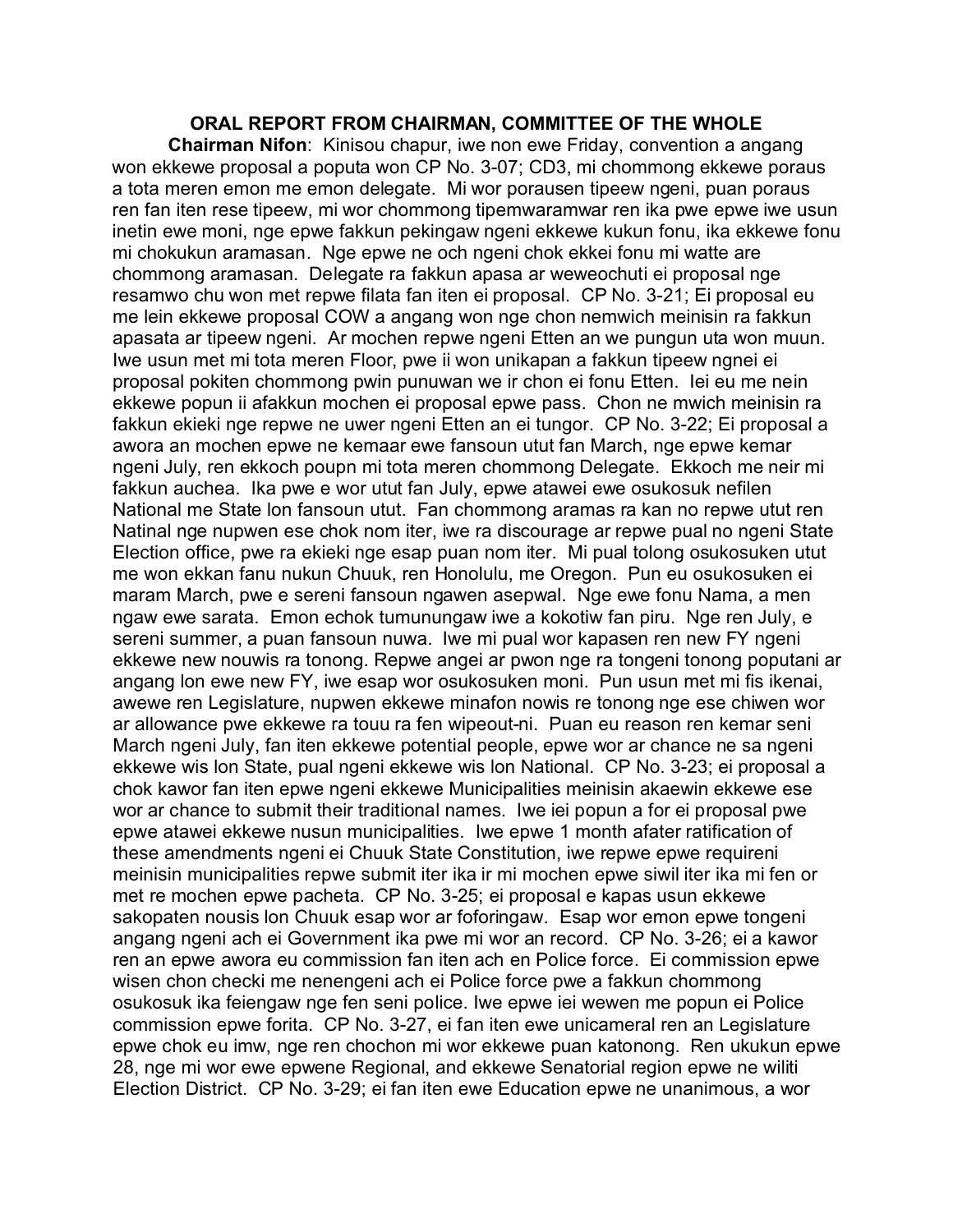**ORAL REPORT FROM CHAIRMAN, COMMITTEE OF THE WHOLE**

**Chairman Nifon**: Kinisou chapur, iwe non ewe Friday, convention a angang won ekkewe proposal a poputa won CP No. 3-07; CD3, mi chommong ekkewe poraus a tota meren emon me emon delegate. Mi wor porausen tipeew ngeni, puan poraus ren fan iten rese tipeew, mi wor chommong tipemwaramwar ren ika pwe epwe iwe usun inetin ewe moni, nge epwe fakkun pekingaw ngeni ekkewe kukun fonu, ika ekkewe fonu mi chokukun aramasan. Nge epwe ne och ngeni chok ekkei fonu mi watte are chommong aramasan. Delegate ra fakkun apasa ar weweochuti ei proposal nge resamwo chu won met repwe filata fan iten ei proposal. CP No. 3-21; Ei proposal eu me lein ekkewe proposal COW a angang won nge chon nemwich meinisin ra fakkun apasata ar tipeew ngeni. Ar mochen repwe ngeni Etten an we pungun uta won muun. Iwe usun met mi tota meren Floor, pwe ii won unikapan a fakkun tipeew ngnei ei proposal pokiten chommong pwin punuwan we ir chon ei fonu Etten. Iei eu me nein ekkewe popun ii afakkun mochen ei proposal epwe pass. Chon ne mwich meinisin ra fakkun ekieki nge repwe ne uwer ngeni Etten an ei tungor. CP No. 3-22; Ei proposal a awora an mochen epwe ne kemaar ewe fansoun ututut fan March, nge epwe kemar ngeni July, ren ekkoch poupn mi tota meren chommong Delegate. Ekkoch me neir mi fakkun auchea. Ika pwe e wor utut fan July, epwe atawei ewe osukosuk nefilen National me State lon fansoun utut. Fan chommong aramas ra kan no repwe utut ren Natinal nge nupwen ese chok nom iter, iwe ra discourage ar repwe pual no ngeni State Election office, pwe ra ekieki nge esap puan nom iter. Mi pual tolong osukosuken utut me won ekkan fanu nukun Chuuk, ren Honolulu, me Oregon. Pun eu osukosuken ei maram March, pwe e sereni fansoun ngawen asepwal. Nge ewe fonu Nama, a men ngaw ewe sarata. Emon echok tumunungaw iwe a kokotiw fan piru. Nge ren July, e sereni summer, a puan fansoun nuwa. Iwe mi pual wor kapasen ren new FY ngeni ekkewe new nouwis ra tonong. Repwe angei ar pwon nge ra tongeni tonong poputani ar angang lon ewe new FY, iwe esap wor osukosuken moni. Pun usun met mi fis ikenai, awewe ren Legislature, nupwen ekkewe minafon nowis re tonong nge ese chiwen wor ar allowance pwe ekkewe ra touu ra fen wipeout-ni. Puan eu reason ren kemar seni March ngeni July, fan iten ekkewe potential people, epwe wor ar chance ne sa ngeni ekkewe wis lon State, pual ngeni ekkewe wis lon National. CP No. 3-23; ei proposal a chok kawor fan iten epwe ngeni ekkewe Municipalities meinisin akaewin ekkewe ese wor ar chance to submit their traditional names. Iwe iei popun a for ei proposal pwe epwe atawei ekkewe nusun municipalities. Iwe epwe 1 month afater ratification of these amendments ngeni ei Chuuk State Constitution, iwe repwe epwe requireni meinisin municipalities repwe submit iter ika ir mi mochen epwe siwil iter ika mi fen or met re mochen epwe pacheta. CP No. 3-25; ei proposal e kapas usun ekkewe sakopaten nousis lon Chuuk esap wor ar foforingaw. Esap wor emon epwe tongeni angang ngeni ach ei Government ika pwe mi wor an record. CP No. 3-26; ei a kawor ren an epwe awora eu commission fan iten ach en Police force. Ei commission epwe wisen chon checki me nenengeni ach ei Police force pwe a fakkun chommong osukosuk ika feiengaw nge fen seni police. Iwe epwe iei wewen me popun ei Police commission epwe forita. CP No. 3-27, ei fan iten ewe unicameral ren an Legislature epwe chok eu imw, nge ren chochon mi wor ekkewe puan katonong. Ren ukukun epwe 28, nge mi wor ewe epwene Regional, and ekkewe Senatorial region epwe ne wiliti Election District. CP No. 3-29; ei fan iten ewe Education epwe ne unanimous, a wor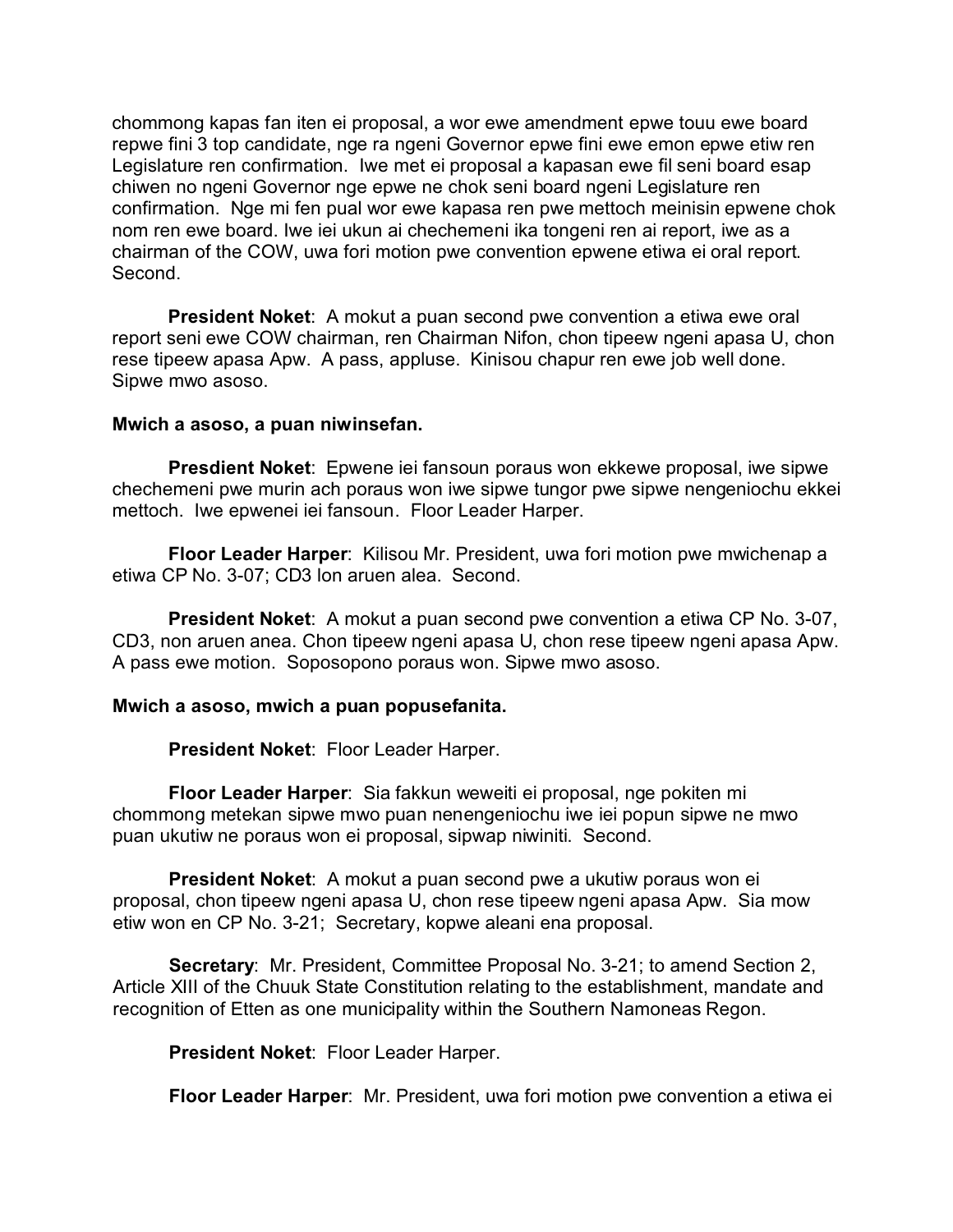chommong kapas fan iten ei proposal, a wor ewe amendment epwe touu ewe board repwe fini 3 top candidate, nge ra ngeni Governor epwe fini ewe emon epwe etiw ren Legislature ren confirmation. Iwe met ei proposal a kapasan ewe fil seni board esap chiwen no ngeni Governor nge epwe ne chok seni board ngeni Legislature ren confirmation. Nge mi fen pual wor ewe kapasa ren pwe mettoch meinisin epwene chok nom ren ewe board. Iwe iei ukun ai chechemeni ika tongeni ren ai report, iwe as a chairman of the COW, uwa fori motion pwe convention epwene etiwa ei oral report. Second.

**President Noket**: A mokut a puan second pwe convention a etiwa ewe oral report seni ewe COW chairman, ren Chairman Nifon, chon tipeew ngeni apasa U, chon rese tipeew apasa Apw. A pass, appluse. Kinisou chapur ren ewe job well done. Sipwe mwo asoso.

**Mwich a asoso, a puan niwinsefan.**

**Presdient Noket**: Epwene iei fansoun poraus won ekkewe proposal, iwe sipwe chechemeni pwe murin ach poraus won iwe sipwe tungor pwe sipwe nengeniochu ekkei mettoch. Iwe epwenei iei fansoun. Floor Leader Harper.

**Floor Leader Harper**: Kilisou Mr. President, uwa fori motion pwe mwichenap a etiwa CP No. 3-07; CD3 lon aruen alea. Second.

**President Noket**: A mokut a puan second pwe convention a etiwa CP No. 3-07, CD3, non aruen anea. Chon tipeew ngeni apasa U, chon rese tipeew ngeni apasa Apw. A pass ewe motion. Soposopono poraus won. Sipwe mwo asoso.

**Mwich a asoso, mwich a puan popusefanita.**

**President Noket**: Floor Leader Harper.

**Floor Leader Harper**: Sia fakkun weweiti ei proposal, nge pokiten mi chommong metekan sipwe mwo puan nenengeniochu iwe iei popun sipwe ne mwo puan ukutiw ne poraus won ei proposal, sipwap niwiniti. Second.

**President Noket**: A mokut a puan second pwe a ukutiw poraus won ei proposal, chon tipeew ngeni apasa U, chon rese tipeew ngeni apasa Apw. Sia mow etiw won en CP No. 3-21; Secretary, kopwe aleani ena proposal.

**Secretary**: Mr. President, Committee Proposal No. 3-21; to amend Section 2, Article XIII of the Chuuk State Constitution relating to the establishment, mandate and recognition of Etten as one municipality within the Southern Namoneas Regon.

**President Noket**: Floor Leader Harper.

**Floor Leader Harper**: Mr. President, uwa fori motion pwe convention a etiwa ei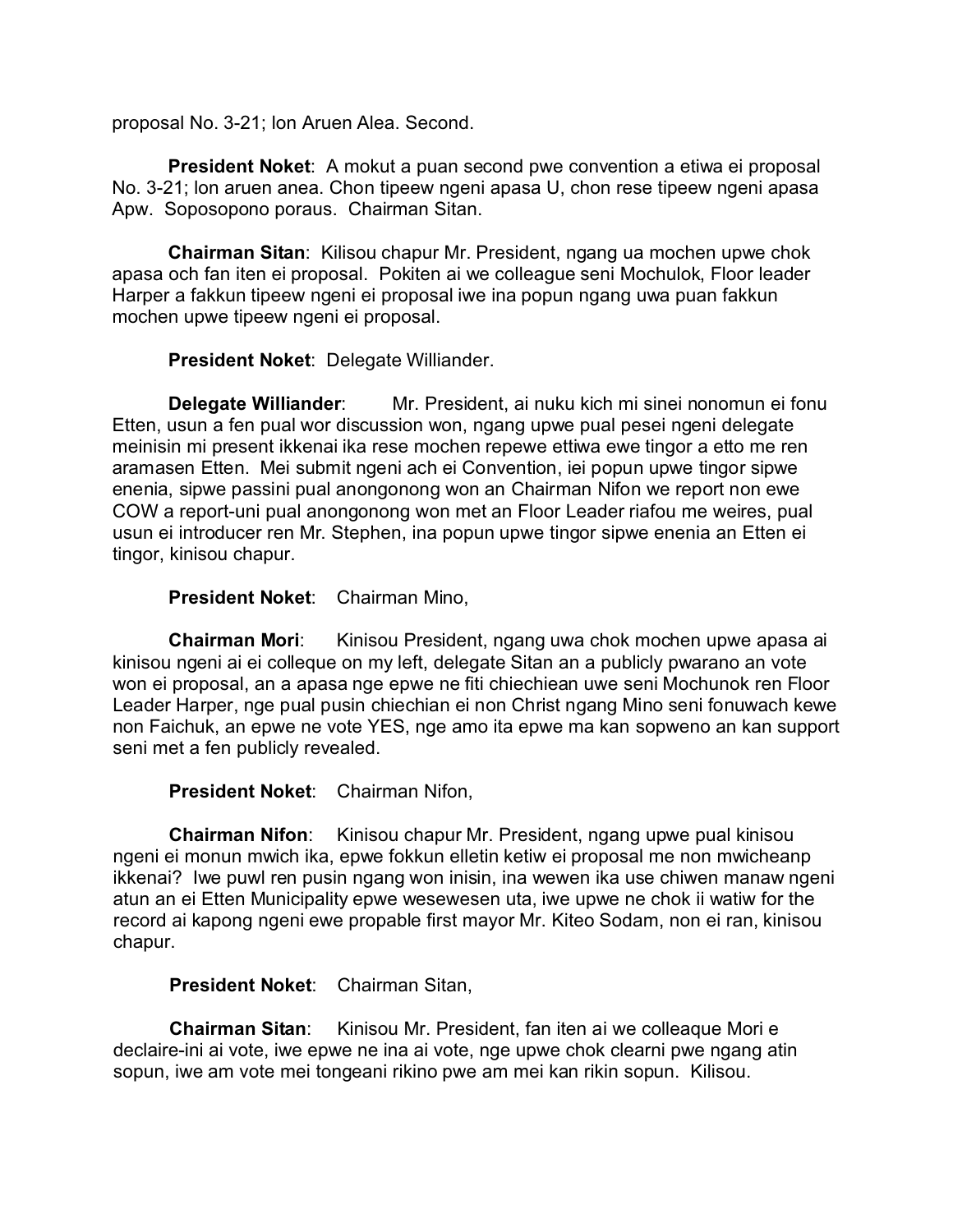proposal No. 3-21; lon Aruen Alea. Second.

**President Noket**: A mokut a puan second pwe convention a etiwa ei proposal No. 3-21; lon aruen anea. Chon tipeew ngeni apasa U, chon rese tipeew ngeni apasa Apw. Soposopono poraus. Chairman Sitan.

**Chairman Sitan**: Kilisou chapur Mr. President, ngang ua mochen upwe chok apasa och fan iten ei proposal. Pokiten ai we colleague seni Mochulok, Floor leader Harper a fakkun tipeew ngeni ei proposal iwe ina popun ngang uwa puan fakkun mochen upwe tipeew ngeni ei proposal.

**President Noket**: Delegate Williander.

**Delegate Williander**: Mr. President, ai nuku kich mi sinei nonomun ei fonu Etten, usun a fen pual wor discussion won, ngang upwe pual pesei ngeni delegate meinisin mi present ikkenai ika rese mochen repewe ettiwa ewe tingor a etto me ren aramasen Etten. Mei submit ngeni ach ei Convention, iei popun upwe tingor sipwe enenia, sipwe passini pual anongonong won an Chairman Nifon we report non ewe COW a report-uni pual anongonong won met an Floor Leader riafou me weires, pual usun ei introducer ren Mr. Stephen, ina popun upwe tingor sipwe enenia an Etten ei tingor, kinisou chapur.

**President Noket**: Chairman Mino,

**Chairman Mori**: Kinisou President, ngang uwa chok mochen upwe apasa ai kinisou ngeni ai ei colleque on my left, delegate Sitan an a publicly pwarano an vote won ei proposal, an a apasa nge epwe ne fiti chiechiean uwe seni Mochunok ren Floor Leader Harper, nge pual pusin chiechian ei non Christ ngang Mino seni fonuwach kewe non Faichuk, an epwe ne vote YES, nge amo ita epwe ma kan sopweno an kan support seni met a fen publicly revealed.

**President Noket**: Chairman Nifon,

**Chairman Nifon**: Kinisou chapur Mr. President, ngang upwe pual kinisou ngeni ei monun mwich ika, epwe fokkun elletin ketiw ei proposal me non mwicheanp ikkenai? Iwe puwl ren pusin ngang won inisin, ina wewen ika use chiwen manaw ngeni atun an ei Etten Municipality epwe wesewesen uta, iwe upwe ne chok ii watiw for the record ai kapong ngeni ewe propable first mayor Mr. Kiteo Sodam, non ei ran, kinisou chapur.

**President Noket**: Chairman Sitan,

**Chairman Sitan**: Kinisou Mr. President, fan iten ai we colleaque Mori e declaire-ini ai vote, iwe epwe ne ina ai vote, nge upwe chok clearni pwe ngang atin sopun, iwe am vote mei tongeani rikino pwe am mei kan rikin sopun. Kilisou.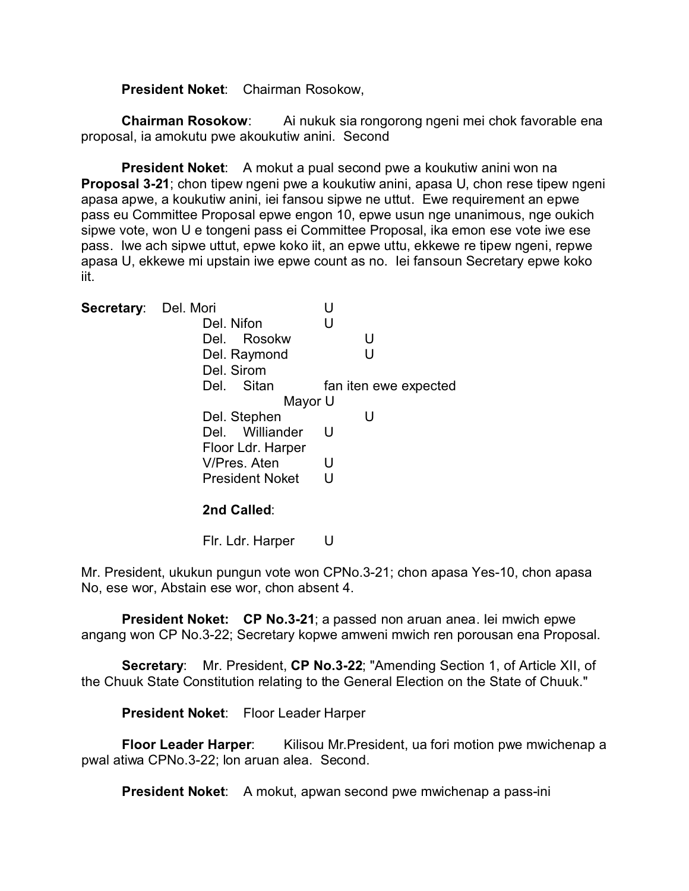**President Noket**: Chairman Rosokow,

**Chairman Rosokow**: Ai nukuk sia rongorong ngeni mei chok favorable ena proposal, ia amokutu pwe akoukutiw anini. Second

**President Noket**: A mokut a pual second pwe a koukutiw anini won na **Proposal 3-21**; chon tipew ngeni pwe a koukutiw anini, apasa U, chon rese tipew ngeni apasa apwe, a koukutiw anini, iei fansou sipwe ne uttut. Ewe requirement an epwe pass eu Committee Proposal epwe engon 10, epwe usun nge unanimous, nge oukich sipwe vote, won U e tongeni pass ei Committee Proposal, ika emon ese vote iwe ese pass. Iwe ach sipwe uttut, epwe koko iit, an epwe uttu, ekkewe re tipew ngeni, repwe apasa U, ekkewe mi upstain iwe epwe count as no. Iei fansoun Secretary epwe koko iit.

**Secretary**:

| | |
|---|---|
| Del. Mori | U |
| Del. Nifon | U |
| Del. Rosokw | U |
| Del. Raymond | U |
| Del. Sirom | |
| Del. Sitan | fan iten ewe expected Mayor U |
| Del. Stephen | U |
| Del. Williander | U |
| Floor Ldr. Harper | |
| V/Pres. Aten | U |
| President Noket | U |

**2nd Called**:

| | |
|---|---|
| Flr. Ldr. Harper | U |

Mr. President, ukukun pungun vote won CPNo.3-21; chon apasa Yes-10, chon apasa No, ese wor, Abstain ese wor, chon absent 4.

**President Noket: CP No.3-21**; a passed non aruan anea. Iei mwich epwe angang won CP No.3-22; Secretary kopwe amweni mwich ren porousan ena Proposal.

**Secretary**: Mr. President, **CP No.3-22**; "Amending Section 1, of Article XII, of the Chuuk State Constitution relating to the General Election on the State of Chuuk."

**President Noket**: Floor Leader Harper

**Floor Leader Harper**: Kilisou Mr.President, ua fori motion pwe mwichenap a pwal atiwa CPNo.3-22; lon aruan alea. Second.

**President Noket**: A mokut, apwan second pwe mwichenap a pass-ini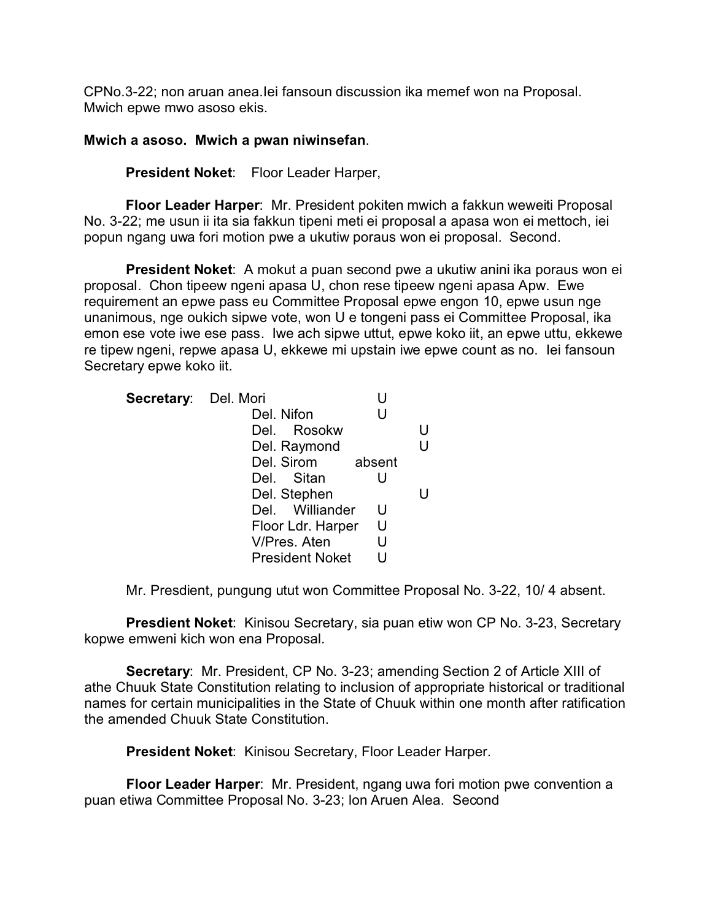CPNo.3-22; non aruan anea.Iei fansoun discussion ika memef won na Proposal. Mwich epwe mwo asoso ekis.

**Mwich a asoso. Mwich a pwan niwinsefan**.

**President Noket**: Floor Leader Harper,

**Floor Leader Harper**: Mr. President pokiten mwich a fakkun weweiti Proposal No. 3-22; me usun ii ita sia fakkun tipeni meti ei proposal a apasa won ei mettoch, iei popun ngang uwa fori motion pwe a ukutiw poraus won ei proposal. Second.

**President Noket**: A mokut a puan second pwe a ukutiw anini ika poraus won ei proposal. Chon tipeew ngeni apasa U, chon rese tipeew ngeni apasa Apw. Ewe requirement an epwe pass eu Committee Proposal epwe engon 10, epwe usun nge unanimous, nge oukich sipwe vote, won U e tongeni pass ei Committee Proposal, ika emon ese vote iwe ese pass. Iwe ach sipwe uttut, epwe koko iit, an epwe uttu, ekkewe re tipew ngeni, repwe apasa U, ekkewe mi upstain iwe epwe count as no. Iei fansoun Secretary epwe koko iit.

| **Secretary**: | | | |
|---|---|---|---|
| | Del. Mori | U | |
| | Del. Nifon | U | |
| | Del. Rosokw | | U |
| | Del. Raymond | | U |
| | Del. Sirom | absent | |
| | Del. Sitan | U | |
| | Del. Stephen | | U |
| | Del. Williander | U | |
| | Floor Ldr. Harper | U | |
| | V/Pres. Aten | U | |
| | President Noket | U | |

Mr. Presdient, pungung utut won Committee Proposal No. 3-22, 10/ 4 absent.

**Presdient Noket**: Kinisou Secretary, sia puan etiw won CP No. 3-23, Secretary kopwe emweni kich won ena Proposal.

**Secretary**: Mr. President, CP No. 3-23; amending Section 2 of Article XIII of athe Chuuk State Constitution relating to inclusion of appropriate historical or traditional names for certain municipalities in the State of Chuuk within one month after ratification the amended Chuuk State Constitution.

**President Noket**: Kinisou Secretary, Floor Leader Harper.

**Floor Leader Harper**: Mr. President, ngang uwa fori motion pwe convention a puan etiwa Committee Proposal No. 3-23; lon Aruen Alea. Second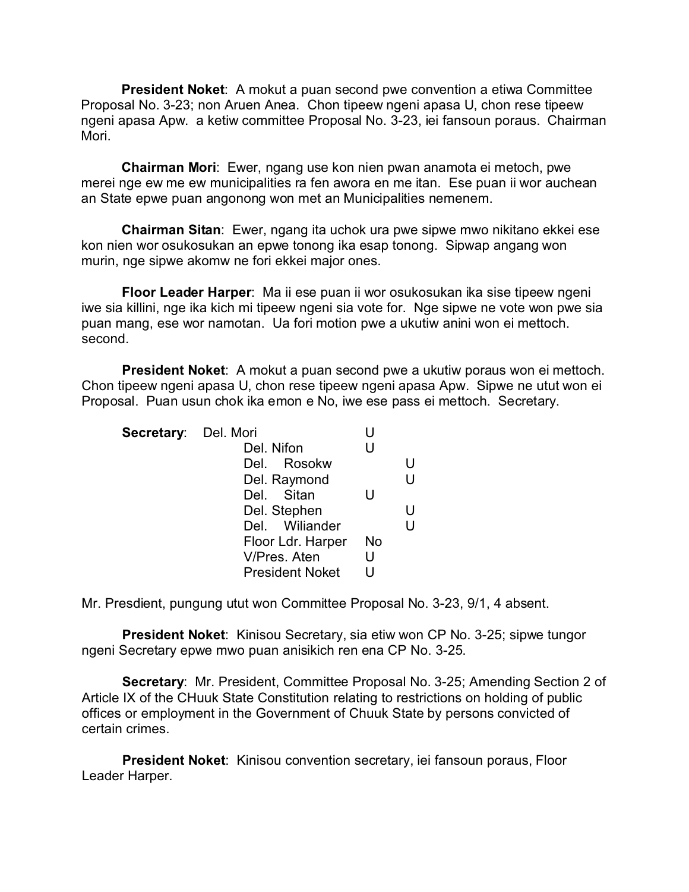**President Noket**: A mokut a puan second pwe convention a etiwa Committee Proposal No. 3-23; non Aruen Anea. Chon tipeew ngeni apasa U, chon rese tipeew ngeni apasa Apw. a ketiw committee Proposal No. 3-23, iei fansoun poraus. Chairman Mori.

**Chairman Mori**: Ewer, ngang use kon nien pwan anamota ei metoch, pwe merei nge ew me ew municipalities ra fen awora en me itan. Ese puan ii wor auchean an State epwe puan angonong won met an Municipalities nemenem.

**Chairman Sitan**: Ewer, ngang ita uchok ura pwe sipwe mwo nikitano ekkei ese kon nien wor osukosukan an epwe tonong ika esap tonong. Sipwap angang won murin, nge sipwe akomw ne fori ekkei major ones.

**Floor Leader Harper**: Ma ii ese puan ii wor osukosukan ika sise tipeew ngeni iwe sia killini, nge ika kich mi tipeew ngeni sia vote for. Nge sipwe ne vote won pwe sia puan mang, ese wor namotan. Ua fori motion pwe a ukutiw anini won ei mettoch. second.

**President Noket**: A mokut a puan second pwe a ukutiw poraus won ei mettoch. Chon tipeew ngeni apasa U, chon rese tipeew ngeni apasa Apw. Sipwe ne utut won ei Proposal. Puan usun chok ika emon e No, iwe ese pass ei mettoch. Secretary.

**Secretary**:

| | | |
|---|---|---|
| Del. Mori | U | |
| Del. Nifon | U | |
| Del. Rosokw | | U |
| Del. Raymond | | U |
| Del. Sitan | U | |
| Del. Stephen | | U |
| Del. Wiliander | | U |
| Floor Ldr. Harper | No | |
| V/Pres. Aten | U | |
| President Noket | U | |

Mr. Presdient, pungung utut won Committee Proposal No. 3-23, 9/1, 4 absent.

**President Noket**: Kinisou Secretary, sia etiw won CP No. 3-25; sipwe tungor ngeni Secretary epwe mwo puan anisikich ren ena CP No. 3-25.

**Secretary**: Mr. President, Committee Proposal No. 3-25; Amending Section 2 of Article IX of the CHuuk State Constitution relating to restrictions on holding of public offices or employment in the Government of Chuuk State by persons convicted of certain crimes.

**President Noket**: Kinisou convention secretary, iei fansoun poraus, Floor Leader Harper.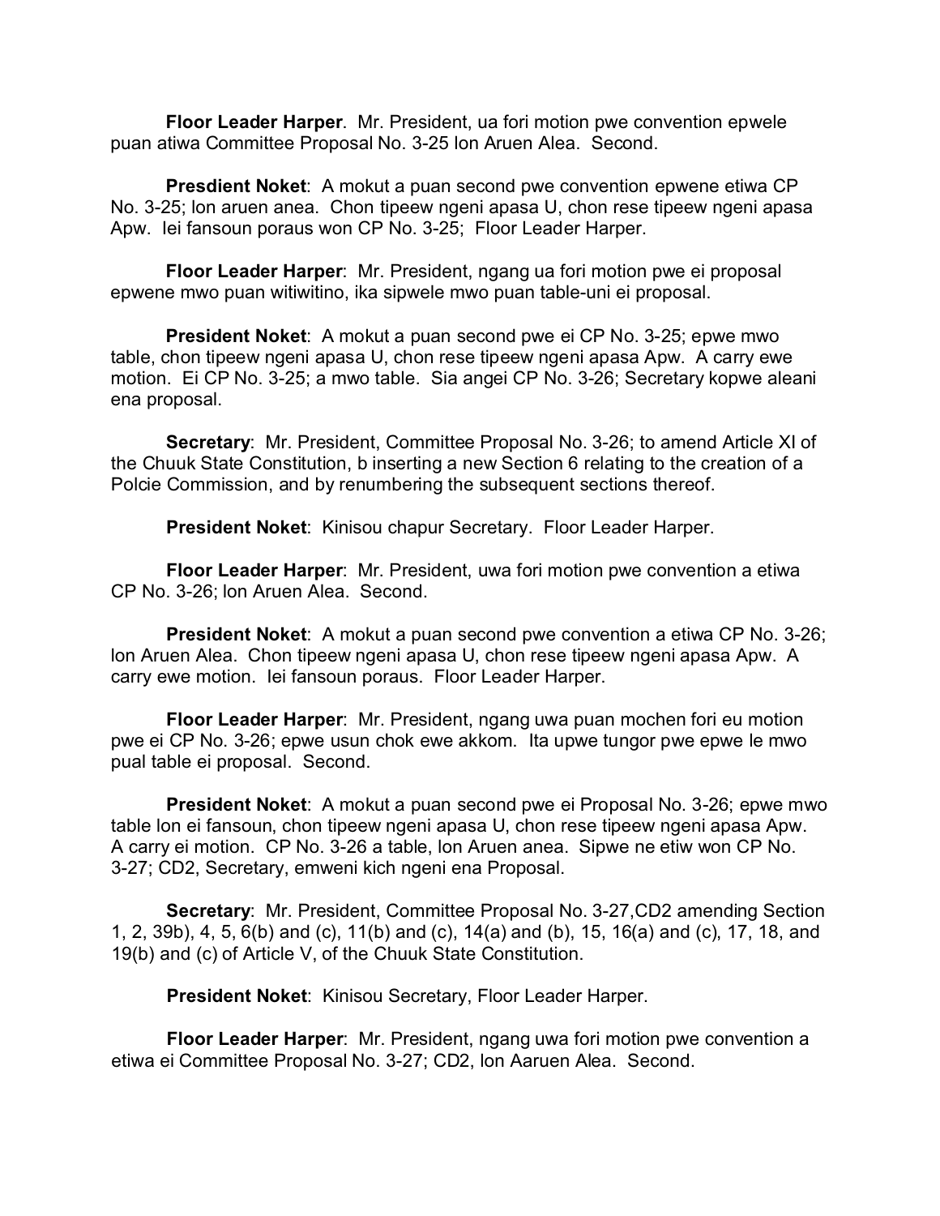**Floor Leader Harper**. Mr. President, ua fori motion pwe convention epwele puan atiwa Committee Proposal No. 3-25 lon Aruen Alea. Second.

**Presdient Noket**: A mokut a puan second pwe convention epwene etiwa CP No. 3-25; lon aruen anea. Chon tipeew ngeni apasa U, chon rese tipeew ngeni apasa Apw. Iei fansoun poraus won CP No. 3-25; Floor Leader Harper.

**Floor Leader Harper**: Mr. President, ngang ua fori motion pwe ei proposal epwene mwo puan witiwitino, ika sipwele mwo puan table-uni ei proposal.

**President Noket**: A mokut a puan second pwe ei CP No. 3-25; epwe mwo table, chon tipeew ngeni apasa U, chon rese tipeew ngeni apasa Apw. A carry ewe motion. Ei CP No. 3-25; a mwo table. Sia angei CP No. 3-26; Secretary kopwe aleani ena proposal.

**Secretary**: Mr. President, Committee Proposal No. 3-26; to amend Article XI of the Chuuk State Constitution, b inserting a new Section 6 relating to the creation of a Polcie Commission, and by renumbering the subsequent sections thereof.

**President Noket**: Kinisou chapur Secretary. Floor Leader Harper.

**Floor Leader Harper**: Mr. President, uwa fori motion pwe convention a etiwa CP No. 3-26; lon Aruen Alea. Second.

**President Noket**: A mokut a puan second pwe convention a etiwa CP No. 3-26; lon Aruen Alea. Chon tipeew ngeni apasa U, chon rese tipeew ngeni apasa Apw. A carry ewe motion. Iei fansoun poraus. Floor Leader Harper.

**Floor Leader Harper**: Mr. President, ngang uwa puan mochen fori eu motion pwe ei CP No. 3-26; epwe usun chok ewe akkom. Ita upwe tungor pwe epwe le mwo pual table ei proposal. Second.

**President Noket**: A mokut a puan second pwe ei Proposal No. 3-26; epwe mwo table lon ei fansoun, chon tipeew ngeni apasa U, chon rese tipeew ngeni apasa Apw. A carry ei motion. CP No. 3-26 a table, lon Aruen anea. Sipwe ne etiw won CP No. 3-27; CD2, Secretary, emweni kich ngeni ena Proposal.

**Secretary**: Mr. President, Committee Proposal No. 3-27,CD2 amending Section 1, 2, 39b), 4, 5, 6(b) and (c), 11(b) and (c), 14(a) and (b), 15, 16(a) and (c), 17, 18, and 19(b) and (c) of Article V, of the Chuuk State Constitution.

**President Noket**: Kinisou Secretary, Floor Leader Harper.

**Floor Leader Harper**: Mr. President, ngang uwa fori motion pwe convention a etiwa ei Committee Proposal No. 3-27; CD2, lon Aaruen Alea. Second.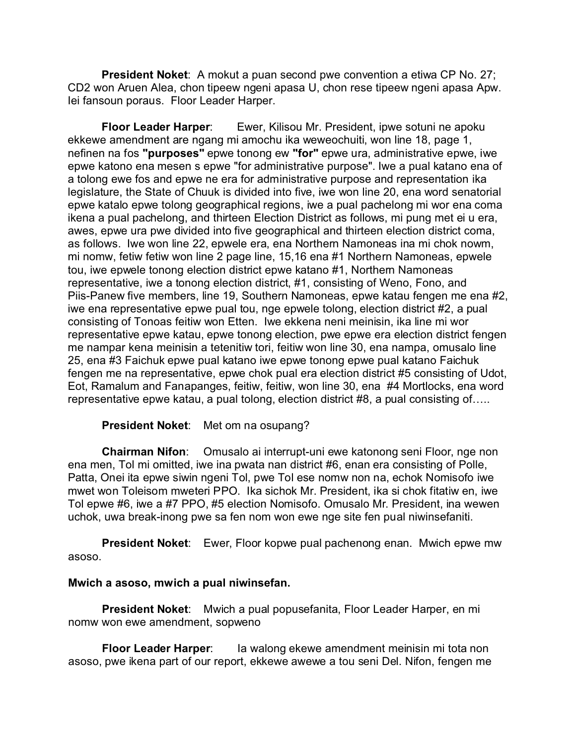**President Noket**: A mokut a puan second pwe convention a etiwa CP No. 27; CD2 won Aruen Alea, chon tipeew ngeni apasa U, chon rese tipeew ngeni apasa Apw. Iei fansoun poraus. Floor Leader Harper.

**Floor Leader Harper**: Ewer, Kilisou Mr. President, ipwe sotuni ne apoku ekkewe amendment are ngang mi amochu ika weweochuiti, won line 18, page 1, nefinen na fos **"purposes"** epwe tonong ew **"for"** epwe ura, administrative epwe, iwe epwe katono ena mesen s epwe "for administrative purpose". Iwe a pual katano ena of a tolong ewe fos and epwe ne era for administrative purpose and representation ika legislature, the State of Chuuk is divided into five, iwe won line 20, ena word senatorial epwe katalo epwe tolong geographical regions, iwe a pual pachelong mi wor ena coma ikena a pual pachelong, and thirteen Election District as follows, mi pung met ei u era, awes, epwe ura pwe divided into five geographical and thirteen election district coma, as follows. Iwe won line 22, epwele era, ena Northern Namoneas ina mi chok nowm, mi nomw, fetiw fetiw won line 2 page line, 15,16 ena #1 Northern Namoneas, epwele tou, iwe epwele tonong election district epwe katano #1, Northern Namoneas representative, iwe a tonong election district, #1, consisting of Weno, Fono, and Piis-Panew five members, line 19, Southern Namoneas, epwe katau fengen me ena #2, iwe ena representative epwe pual tou, nge epwele tolong, election district #2, a pual consisting of Tonoas feitiw won Etten. Iwe ekkena neni meinisin, ika line mi wor representative epwe katau, epwe tonong election, pwe epwe era election district fengen me nampar kena meinisin a tetenitiw tori, feitiw won line 30, ena nampa, omusalo line 25, ena #3 Faichuk epwe pual katano iwe epwe tonong epwe pual katano Faichuk fengen me na representative, epwe chok pual era election district #5 consisting of Udot, Eot, Ramalum and Fanapanges, feitiw, feitiw, won line 30, ena #4 Mortlocks, ena word representative epwe katau, a pual tolong, election district #8, a pual consisting of…..

**President Noket**: Met om na osupang?

**Chairman Nifon**: Omusalo ai interrupt-uni ewe katonong seni Floor, nge non ena men, Tol mi omitted, iwe ina pwata nan district #6, enan era consisting of Polle, Patta, Onei ita epwe siwin ngeni Tol, pwe Tol ese nomw non na, echok Nomisofo iwe mwet won Toleisom mweteri PPO. Ika sichok Mr. President, ika si chok fitatiw en, iwe Tol epwe #6, iwe a #7 PPO, #5 election Nomisofo. Omusalo Mr. President, ina wewen uchok, uwa break-inong pwe sa fen nom won ewe nge site fen pual niwinsefaniti.

**President Noket**: Ewer, Floor kopwe pual pachenong enan. Mwich epwe mw asoso.

**Mwich a asoso, mwich a pual niwinsefan.**

**President Noket**: Mwich a pual popusefanita, Floor Leader Harper, en mi nomw won ewe amendment, sopweno

**Floor Leader Harper**: Ia walong ekewe amendment meinisin mi tota non asoso, pwe ikena part of our report, ekkewe awewe a tou seni Del. Nifon, fengen me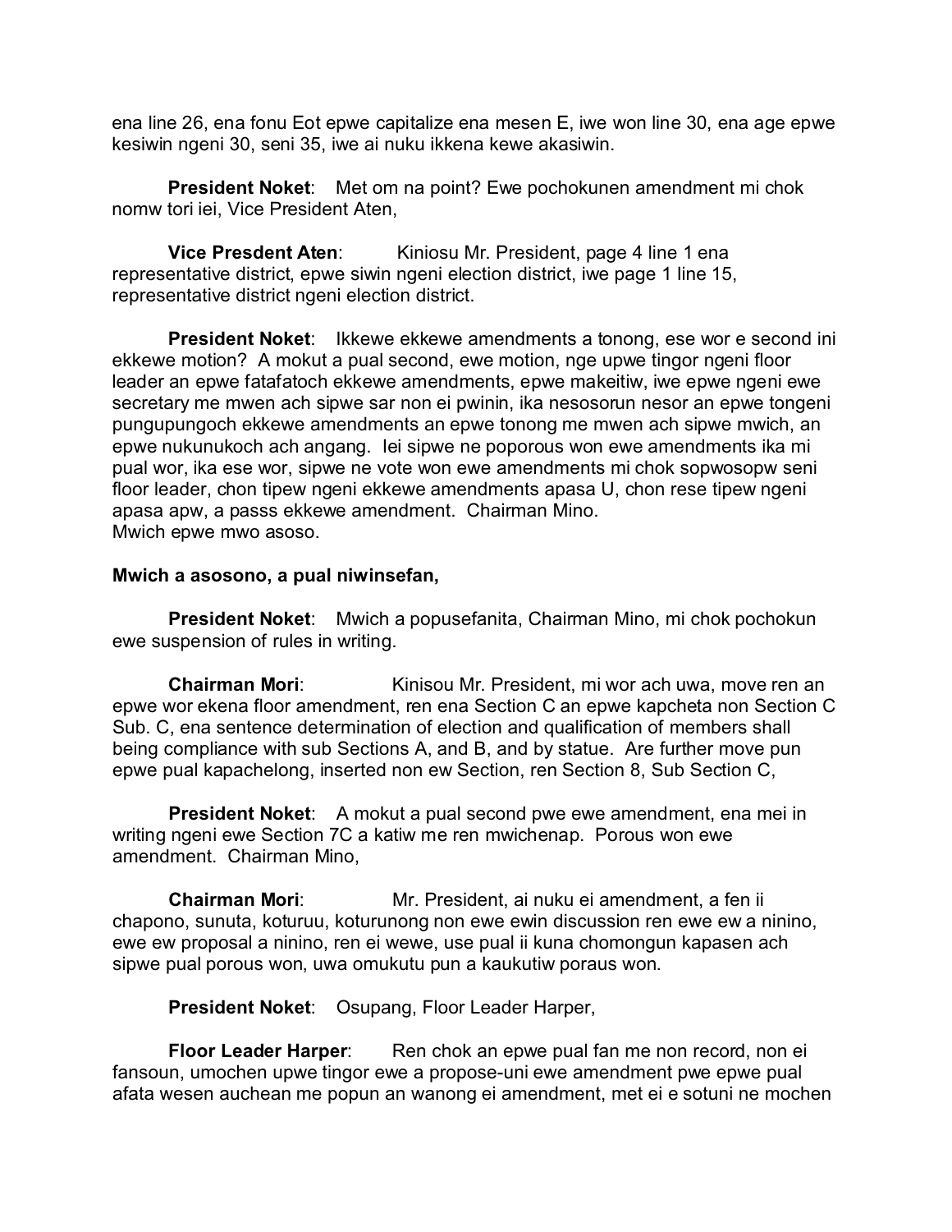ena line 26, ena fonu Eot epwe capitalize ena mesen E, iwe won line 30, ena age epwe kesiwin ngeni 30, seni 35, iwe ai nuku ikkena kewe akasiwin.

**President Noket**: Met om na point? Ewe pochokunen amendment mi chok nomw tori iei, Vice President Aten,

**Vice Presdent Aten**: Kiniosu Mr. President, page 4 line 1 ena representative district, epwe siwin ngeni election district, iwe page 1 line 15, representative district ngeni election district.

**President Noket**: Ikkewe ekkewe amendments a tonong, ese wor e second ini ekkewe motion? A mokut a pual second, ewe motion, nge upwe tingor ngeni floor leader an epwe fatafatoch ekkewe amendments, epwe makeitiw, iwe epwe ngeni ewe secretary me mwen ach sipwe sar non ei pwinin, ika nesosorun nesor an epwe tongeni pungupungoch ekkewe amendments an epwe tonong me mwen ach sipwe mwich, an epwe nukunukoch ach angang. Iei sipwe ne poporous won ewe amendments ika mi pual wor, ika ese wor, sipwe ne vote won ewe amendments mi chok sopwosopw seni floor leader, chon tipew ngeni ekkewe amendments apasa U, chon rese tipew ngeni apasa apw, a passs ekkewe amendment. Chairman Mino.
Mwich epwe mwo asoso.

**Mwich a asosono, a pual niwinsefan,**

**President Noket**: Mwich a popusefanita, Chairman Mino, mi chok pochokun ewe suspension of rules in writing.

**Chairman Mori**: Kinisou Mr. President, mi wor ach uwa, move ren an epwe wor ekena floor amendment, ren ena Section C an epwe kapcheta non Section C Sub. C, ena sentence determination of election and qualification of members shall being compliance with sub Sections A, and B, and by statue. Are further move pun epwe pual kapachelong, inserted non ew Section, ren Section 8, Sub Section C,

**President Noket**: A mokut a pual second pwe ewe amendment, ena mei in writing ngeni ewe Section 7C a katiw me ren mwichenap. Porous won ewe amendment. Chairman Mino,

**Chairman Mori**: Mr. President, ai nuku ei amendment, a fen ii chapono, sunuta, koturuu, koturunong non ewe ewin discussion ren ewe ew a ninino, ewe ew proposal a ninino, ren ei wewe, use pual ii kuna chomongun kapasen ach sipwe pual porous won, uwa omukutu pun a kaukutiw poraus won.

**President Noket**: Osupang, Floor Leader Harper,

**Floor Leader Harper**: Ren chok an epwe pual fan me non record, non ei fansoun, umochen upwe tingor ewe a propose-uni ewe amendment pwe epwe pual afata wesen auchean me popun an wanong ei amendment, met ei e sotuni ne mochen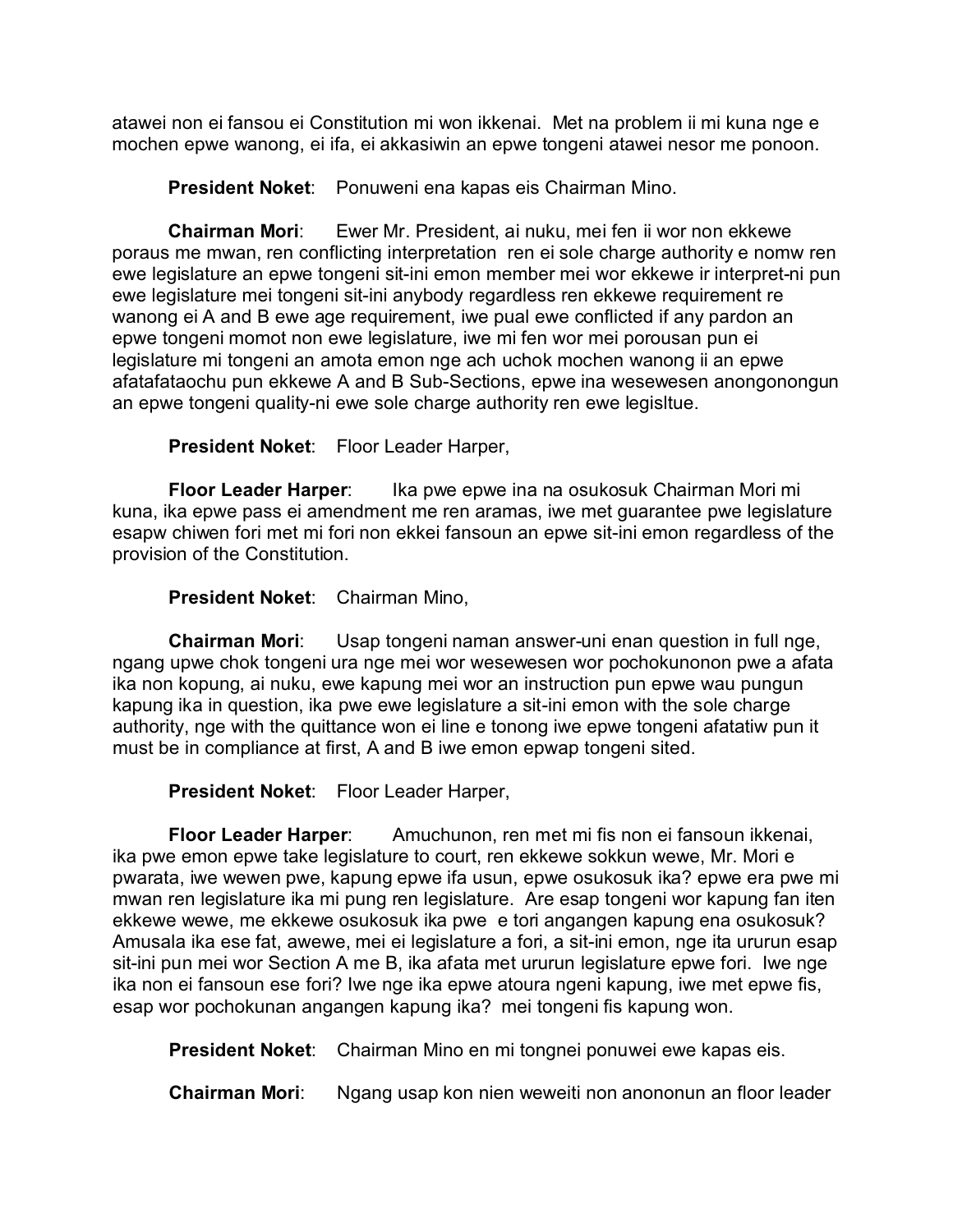atawei non ei fansou ei Constitution mi won ikkenai. Met na problem ii mi kuna nge e mochen epwe wanong, ei ifa, ei akkasiwin an epwe tongeni atawei nesor me ponoon.

**President Noket**: Ponuweni ena kapas eis Chairman Mino.

**Chairman Mori**: Ewer Mr. President, ai nuku, mei fen ii wor non ekkewe poraus me mwan, ren conflicting interpretation ren ei sole charge authority e nomw ren ewe legislature an epwe tongeni sit-ini emon member mei wor ekkewe ir interpret-ni pun ewe legislature mei tongeni sit-ini anybody regardless ren ekkewe requirement re wanong ei A and B ewe age requirement, iwe pual ewe conflicted if any pardon an epwe tongeni momot non ewe legislature, iwe mi fen wor mei porousan pun ei legislature mi tongeni an amota emon nge ach uchok mochen wanong ii an epwe afatafataochu pun ekkewe A and B Sub-Sections, epwe ina wesewesen anongonongun an epwe tongeni quality-ni ewe sole charge authority ren ewe legisltue.

**President Noket**: Floor Leader Harper,

**Floor Leader Harper**: Ika pwe epwe ina na osukosuk Chairman Mori mi kuna, ika epwe pass ei amendment me ren aramas, iwe met guarantee pwe legislature esapw chiwen fori met mi fori non ekkei fansoun an epwe sit-ini emon regardless of the provision of the Constitution.

**President Noket**: Chairman Mino,

**Chairman Mori**: Usap tongeni naman answer-uni enan question in full nge, ngang upwe chok tongeni ura nge mei wor wesewesen wor pochokunonon pwe a afata ika non kopung, ai nuku, ewe kapung mei wor an instruction pun epwe wau pungun kapung ika in question, ika pwe ewe legislature a sit-ini emon with the sole charge authority, nge with the quittance won ei line e tonong iwe epwe tongeni afatatiw pun it must be in compliance at first, A and B iwe emon epwap tongeni sited.

**President Noket**: Floor Leader Harper,

**Floor Leader Harper**: Amuchunon, ren met mi fis non ei fansoun ikkenai, ika pwe emon epwe take legislature to court, ren ekkewe sokkun wewe, Mr. Mori e pwarata, iwe wewen pwe, kapung epwe ifa usun, epwe osukosuk ika? epwe era pwe mi mwan ren legislature ika mi pung ren legislature. Are esap tongeni wor kapung fan iten ekkewe wewe, me ekkewe osukosuk ika pwe e tori angangen kapung ena osukosuk? Amusala ika ese fat, awewe, mei ei legislature a fori, a sit-ini emon, nge ita ururun esap sit-ini pun mei wor Section A me B, ika afata met ururun legislature epwe fori. Iwe nge ika non ei fansoun ese fori? Iwe nge ika epwe atoura ngeni kapung, iwe met epwe fis, esap wor pochokunan angangen kapung ika? mei tongeni fis kapung won.

**President Noket**: Chairman Mino en mi tongnei ponuwei ewe kapas eis.

**Chairman Mori**: Ngang usap kon nien weweiti non anononun an floor leader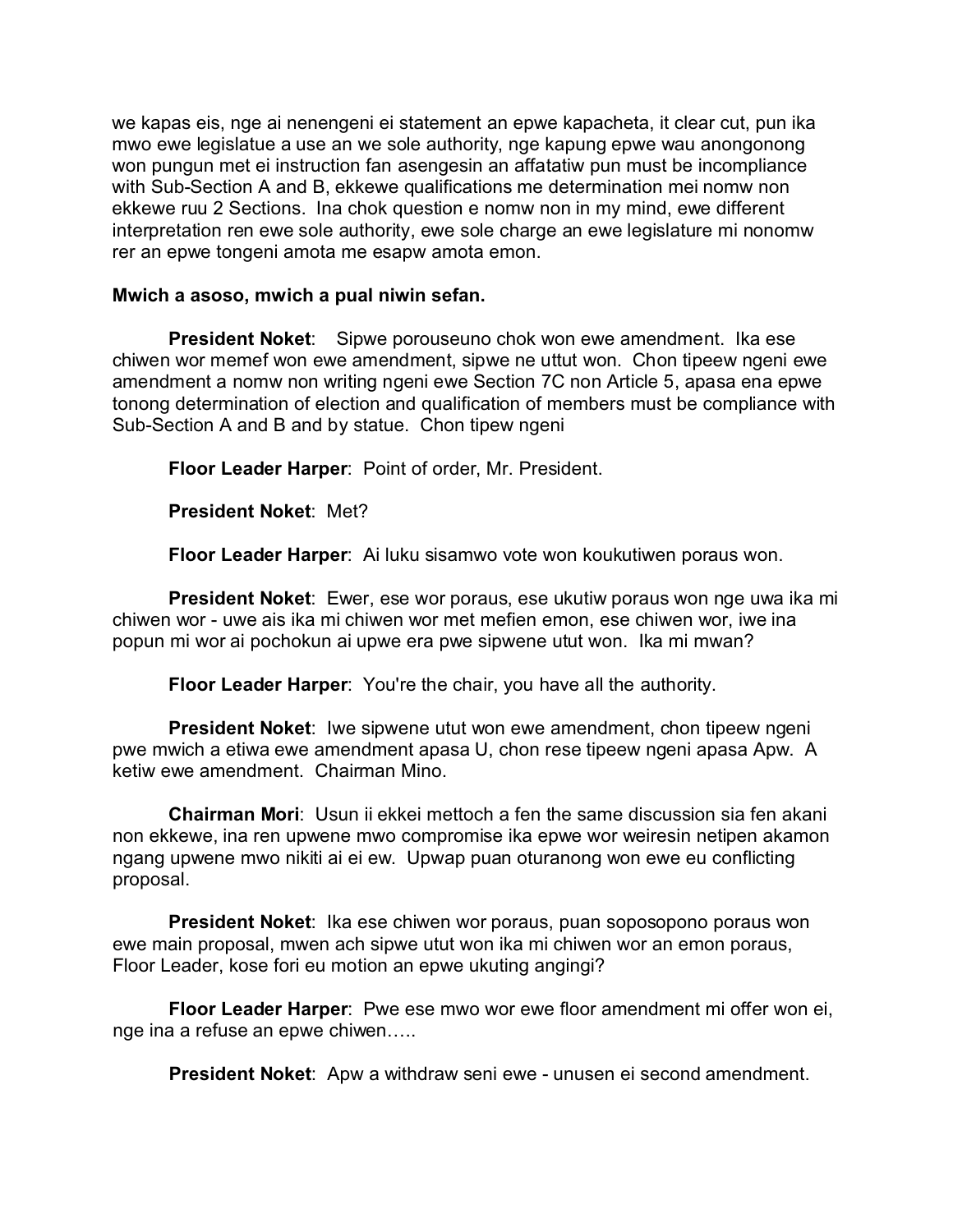we kapas eis, nge ai nenengeni ei statement an epwe kapacheta, it clear cut, pun ika mwo ewe legislatue a use an we sole authority, nge kapung epwe wau anongonong won pungun met ei instruction fan asengesin an affatatiw pun must be incompliance with Sub-Section A and B, ekkewe qualifications me determination mei nomw non ekkewe ruu 2 Sections. Ina chok question e nomw non in my mind, ewe different interpretation ren ewe sole authority, ewe sole charge an ewe legislature mi nonomw rer an epwe tongeni amota me esapw amota emon.

**Mwich a asoso, mwich a pual niwin sefan.**

**President Noket**: Sipwe porouseuno chok won ewe amendment. Ika ese chiwen wor memef won ewe amendment, sipwe ne uttut won. Chon tipeew ngeni ewe amendment a nomw non writing ngeni ewe Section 7C non Article 5, apasa ena epwe tonong determination of election and qualification of members must be compliance with Sub-Section A and B and by statue. Chon tipew ngeni

**Floor Leader Harper**: Point of order, Mr. President.

**President Noket**: Met?

**Floor Leader Harper**: Ai luku sisamwo vote won koukutiwen poraus won.

**President Noket**: Ewer, ese wor poraus, ese ukutiw poraus won nge uwa ika mi chiwen wor - uwe ais ika mi chiwen wor met mefien emon, ese chiwen wor, iwe ina popun mi wor ai pochokun ai upwe era pwe sipwene utut won. Ika mi mwan?

**Floor Leader Harper**: You're the chair, you have all the authority.

**President Noket**: Iwe sipwene utut won ewe amendment, chon tipeew ngeni pwe mwich a etiwa ewe amendment apasa U, chon rese tipeew ngeni apasa Apw. A ketiw ewe amendment. Chairman Mino.

**Chairman Mori**: Usun ii ekkei mettoch a fen the same discussion sia fen akani non ekkewe, ina ren upwene mwo compromise ika epwe wor weiresin netipen akamon ngang upwene mwo nikiti ai ei ew. Upwap puan oturanong won ewe eu conflicting proposal.

**President Noket**: Ika ese chiwen wor poraus, puan soposopono poraus won ewe main proposal, mwen ach sipwe utut won ika mi chiwen wor an emon poraus, Floor Leader, kose fori eu motion an epwe ukuting angingi?

**Floor Leader Harper**: Pwe ese mwo wor ewe floor amendment mi offer won ei, nge ina a refuse an epwe chiwen…..

**President Noket**: Apw a withdraw seni ewe - unusen ei second amendment.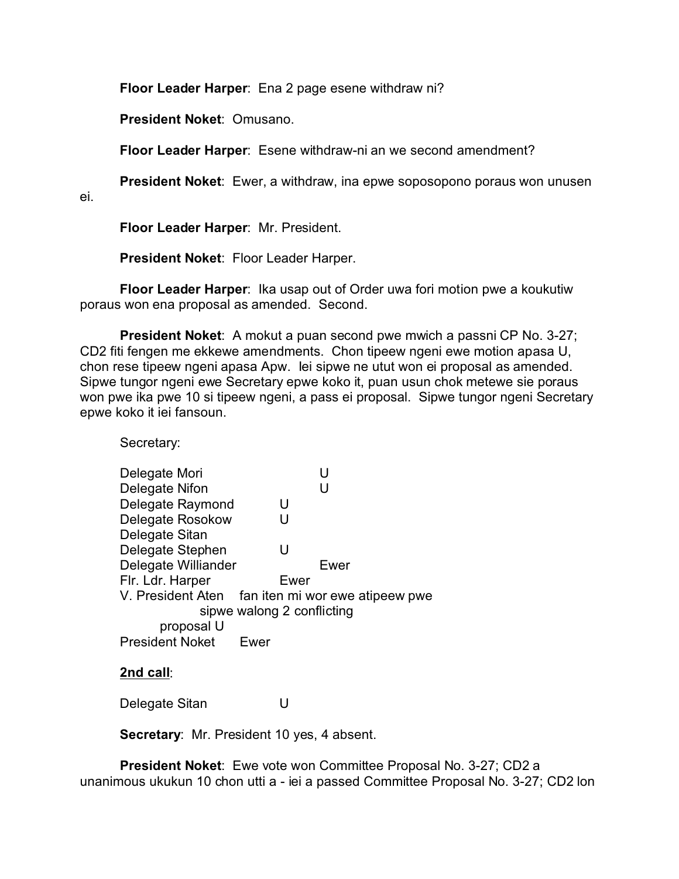**Floor Leader Harper**: Ena 2 page esene withdraw ni?

**President Noket**: Omusano.

**Floor Leader Harper**: Esene withdraw-ni an we second amendment?

**President Noket**: Ewer, a withdraw, ina epwe soposopono poraus won unusen ei.

**Floor Leader Harper**: Mr. President.

**President Noket**: Floor Leader Harper.

**Floor Leader Harper**: Ika usap out of Order uwa fori motion pwe a koukutiw poraus won ena proposal as amended. Second.

**President Noket**: A mokut a puan second pwe mwich a passni CP No. 3-27; CD2 fiti fengen me ekkewe amendments. Chon tipeew ngeni ewe motion apasa U, chon rese tipeew ngeni apasa Apw. Iei sipwe ne utut won ei proposal as amended. Sipwe tungor ngeni ewe Secretary epwe koko it, puan usun chok metewe sie poraus won pwe ika pwe 10 si tipeew ngeni, a pass ei proposal. Sipwe tungor ngeni Secretary epwe koko it iei fansoun.

Secretary:

| | | |
|---|---|---|
| Delegate Mori | | U |
| Delegate Nifon | | U |
| Delegate Raymond | U | |
| Delegate Rosokow | U | |
| Delegate Sitan | | |
| Delegate Stephen | U | |
| Delegate Williander | | Ewer |
| Flr. Ldr. Harper | Ewer | |
| V. President Aten | fan iten mi wor ewe atipeew pwe sipwe walong 2 conflicting proposal U | |
| President Noket | Ewer | |

**2nd call**:

Delegate Sitan U

**Secretary**: Mr. President 10 yes, 4 absent.

**President Noket**: Ewe vote won Committee Proposal No. 3-27; CD2 a unanimous ukukun 10 chon utti a - iei a passed Committee Proposal No. 3-27; CD2 lon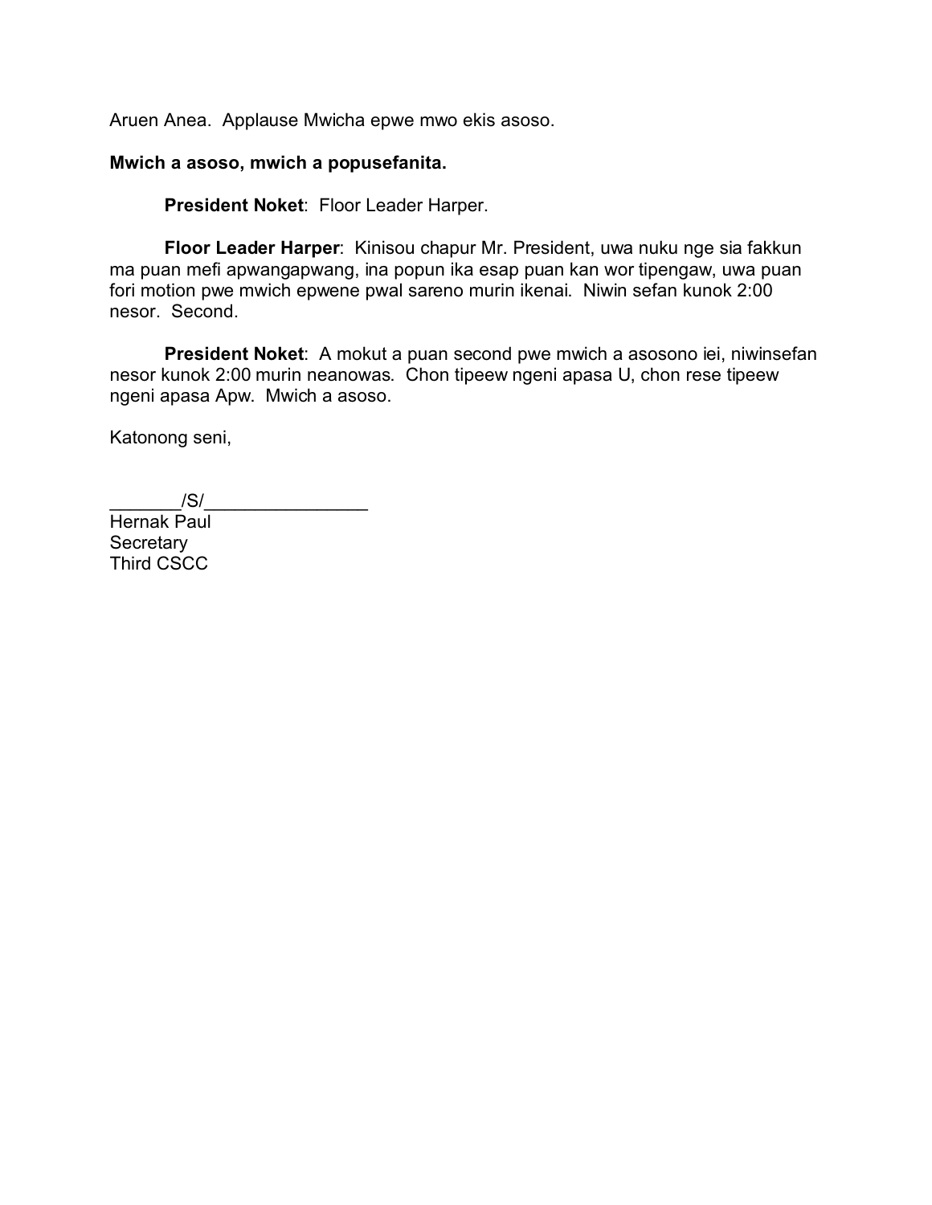Aruen Anea. Applause Mwicha epwe mwo ekis asoso.

**Mwich a asoso, mwich a popusefanita.**

**President Noket**: Floor Leader Harper.

**Floor Leader Harper**: Kinisou chapur Mr. President, uwa nuku nge sia fakkun ma puan mefi apwangapwang, ina popun ika esap puan kan wor tipengaw, uwa puan fori motion pwe mwich epwene pwal sareno murin ikenai. Niwin sefan kunok 2:00 nesor. Second.

**President Noket**: A mokut a puan second pwe mwich a asosono iei, niwinsefan nesor kunok 2:00 murin neanowas. Chon tipeew ngeni apasa U, chon rese tipeew ngeni apasa Apw. Mwich a asoso.

Katonong seni,

_______/S/________________
Hernak Paul
Secretary
Third CSCC